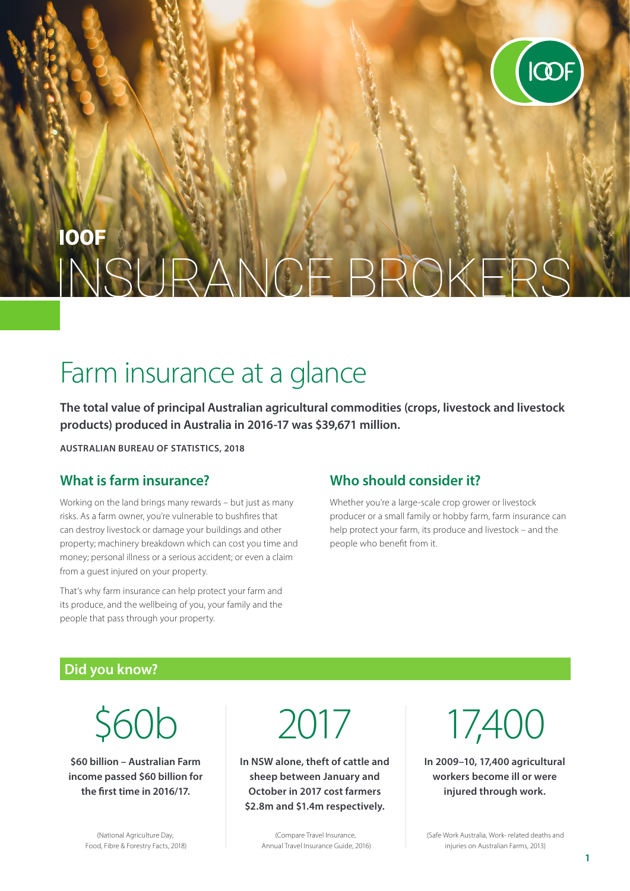**IOOF**

# INSURANCE BROKERS

# Farm insurance at a glance

**The total value of principal Australian agricultural commodities (crops, livestock and livestock products) produced in Australia in 2016-17 was $39,671 million.**

**AUSTRALIAN BUREAU OF STATISTICS, 2018**

## What is farm insurance?

Working on the land brings many rewards – but just as many risks. As a farm owner, you're vulnerable to bushfires that can destroy livestock or damage your buildings and other property; machinery breakdown which can cost you time and money; personal illness or a serious accident; or even a claim from a guest injured on your property.

That's why farm insurance can help protect your farm and its produce, and the wellbeing of you, your family and the people that pass through your property.

## Who should consider it?

Whether you're a large-scale crop grower or livestock producer or a small family or hobby farm, farm insurance can help protect your farm, its produce and livestock – and the people who benefit from it.

## Did you know?

$60b

**$60 billion – Australian Farm income passed $60 billion for the first time in 2016/17.**

(National Agriculture Day, Food, Fibre & Forestry Facts, 2018)

2017

**In NSW alone, theft of cattle and sheep between January and October in 2017 cost farmers $2.8m and $1.4m respectively.**

(Compare Travel Insurance, Annual Travel Insurance Guide, 2016)

17,400

**In 2009–10, 17,400 agricultural workers become ill or were injured through work.**

(Safe Work Australia, Work- related deaths and injuries on Australian Farms, 2013)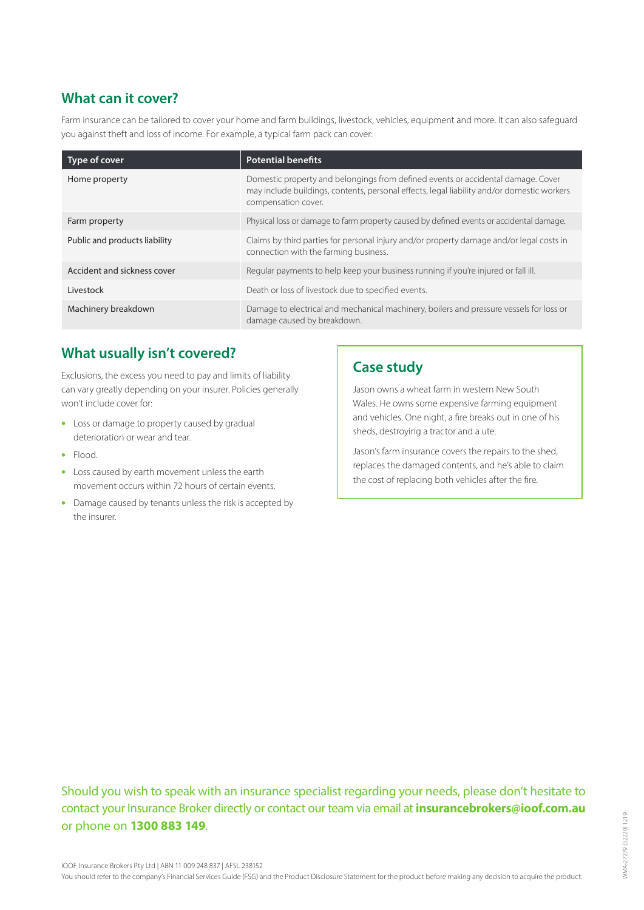## What can it cover?

Farm insurance can be tailored to cover your home and farm buildings, livestock, vehicles, equipment and more. It can also safeguard you against theft and loss of income. For example, a typical farm pack can cover:

| Type of cover | Potential benefits |
|---|---|
| Home property | Domestic property and belongings from defined events or accidental damage. Cover may include buildings, contents, personal effects, legal liability and/or domestic workers compensation cover. |
| Farm property | Physical loss or damage to farm property caused by defined events or accidental damage. |
| Public and products liability | Claims by third parties for personal injury and/or property damage and/or legal costs in connection with the farming business. |
| Accident and sickness cover | Regular payments to help keep your business running if you're injured or fall ill. |
| Livestock | Death or loss of livestock due to specified events. |
| Machinery breakdown | Damage to electrical and mechanical machinery, boilers and pressure vessels for loss or damage caused by breakdown. |

## What usually isn't covered?

Exclusions, the excess you need to pay and limits of liability can vary greatly depending on your insurer. Policies generally won't include cover for:

- Loss or damage to property caused by gradual deterioration or wear and tear.
- Flood.
- Loss caused by earth movement unless the earth movement occurs within 72 hours of certain events.
- Damage caused by tenants unless the risk is accepted by the insurer.

## Case study

Jason owns a wheat farm in western New South Wales. He owns some expensive farming equipment and vehicles. One night, a fire breaks out in one of his sheds, destroying a tractor and a ute.

Jason's farm insurance covers the repairs to the shed, replaces the damaged contents, and he's able to claim the cost of replacing both vehicles after the fire.

Should you wish to speak with an insurance specialist regarding your needs, please don't hesitate to contact your Insurance Broker directly or contact our team via email at **insurancebrokers@ioof.com.au** or phone on **1300 883 149**.

IOOF Insurance Brokers Pty Ltd | ABN 11 009 248 837 | AFSL 238152

You should refer to the company's Financial Services Guide (FSG) and the Product Disclosure Statement for the product before making any decision to acquire the product.

WMA-27279 (52220) 1219